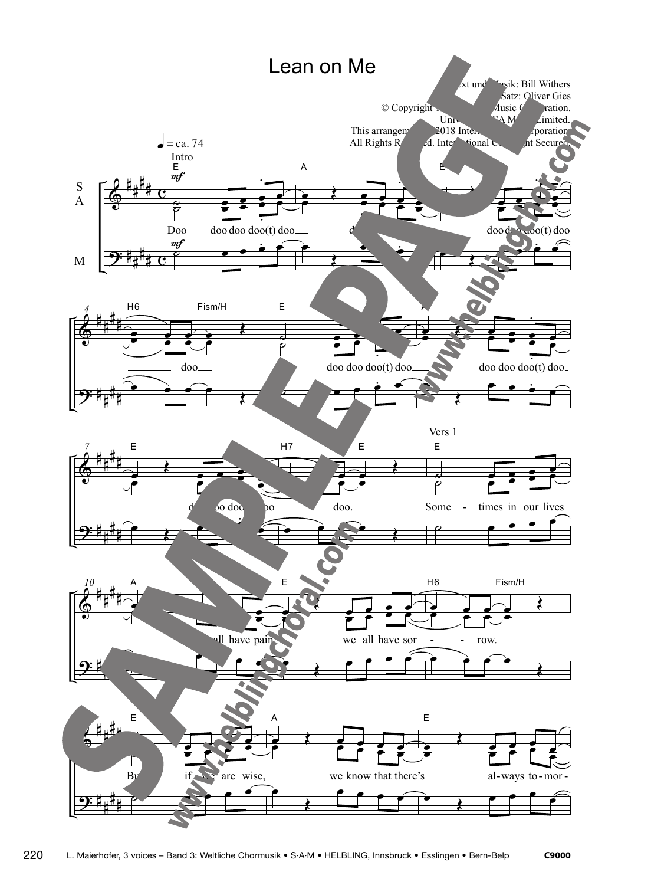# Lean on Me

Text und Musik: Bill Withers
Satz: Oliver Gies
© Copyright ... Music Corporation.
Universal ... Limited.
This arrangement ... 2018 ... Corporation.
All Rights Reserved. International Copyright Secured.

♩ = ca. 74

Intro

Doo doo doo doo(t) doo ... doo doo doo(t) doo ... doo ... doo doo doo(t) doo ... doo doo doo(t) doo ... doo doo doo(t) doo ... doo.

Vers 1

Some - times in our lives ... we all have pain ... we all have sor - - row. ... But if we are wise, we know that there's al-ways to-mor -

L. Maierhofer, 3 voices – Band 3: Weltliche Chormusik • S·A·M • HELBLING, Innsbruck • Esslingen • Bern-Belp C9000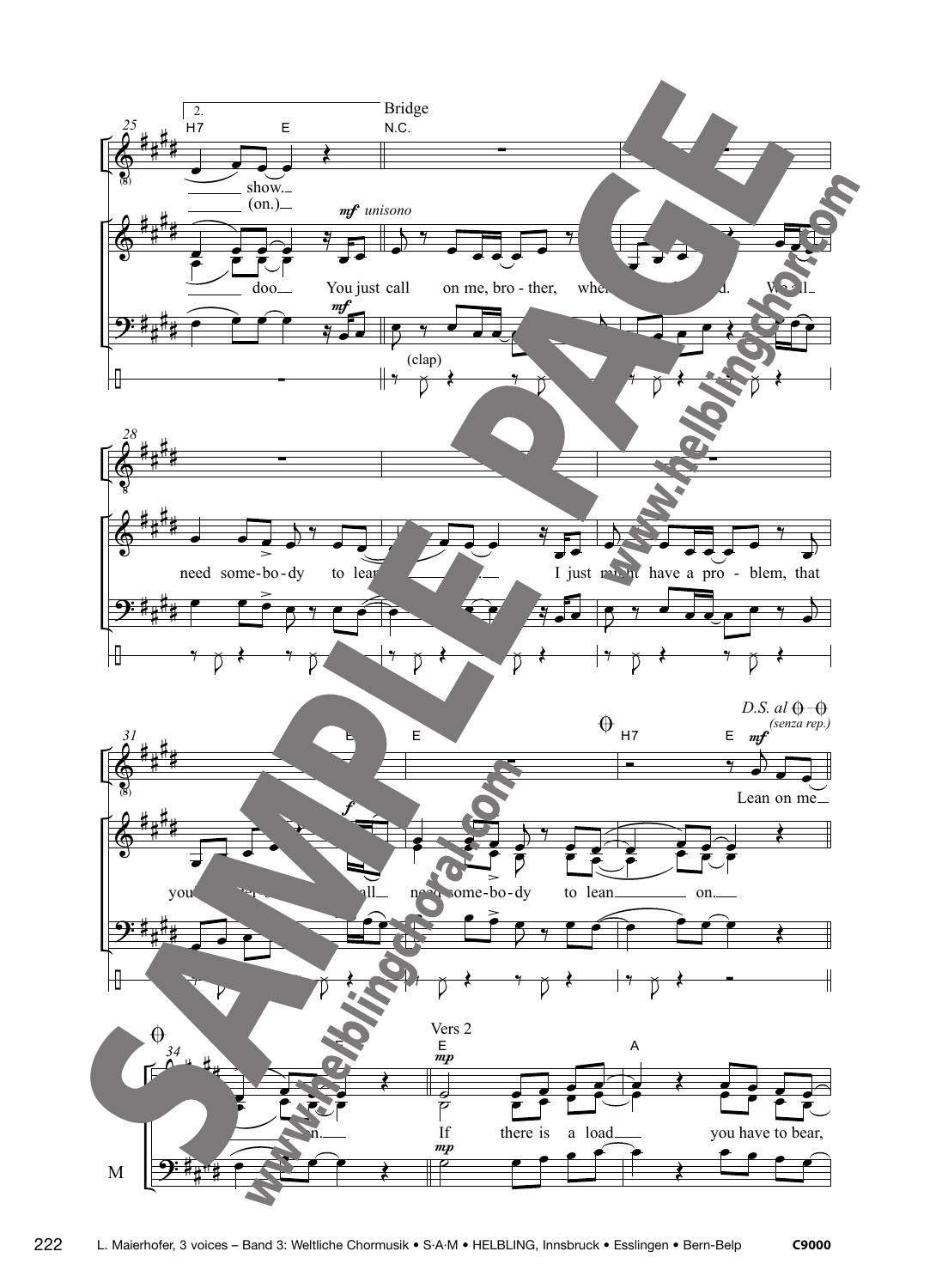2. Bridge

H7 E N.C.

show. (on.)

*mf unisono*

doo You just call on me, bro - ther, when you need. We all

(clap)

need some-bo-dy to lean I just might have a pro - blem, that

you'll all need some-bo-dy to lean on.

*D.S. al* 𝄌 – 𝄌 *(senza rep.)*

H7 E *mf*

Lean on me

Vers 2

E A

*mp*

on. If there is a load you have to bear,

M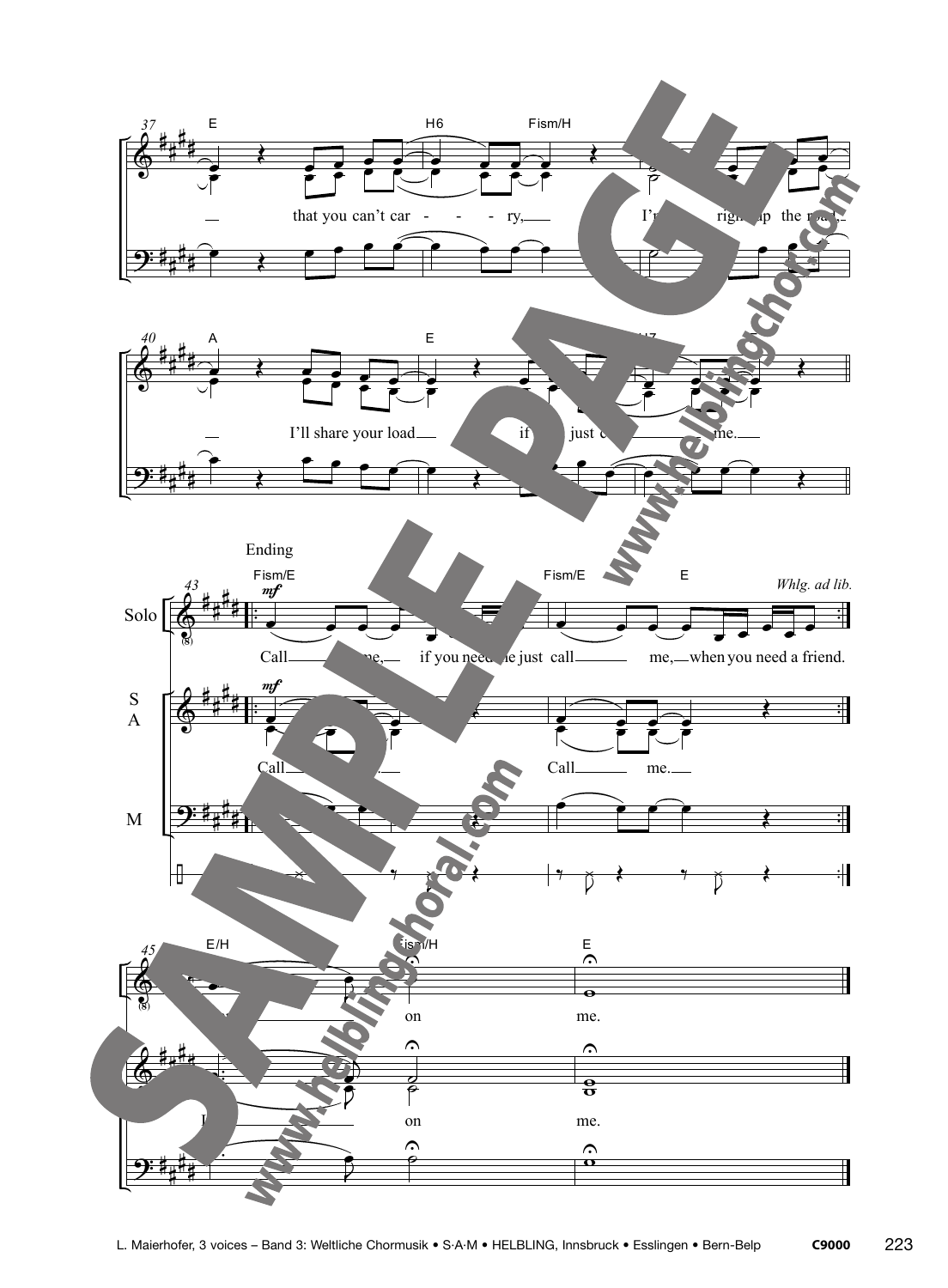37

E H6 Fism/H

that you can't car - - - ry, I'm right up the road,

40

A E H7

I'll share your load if you just call me.

Ending

43

Fism/E Fism/E E

*Whlg. ad lib.*

Solo

*mf*

Call me, if you need me just call me, when you need a friend.

S
A

*mf*

Call me. Call me.

M

45

E/H Fism/H E

on me.

on me.